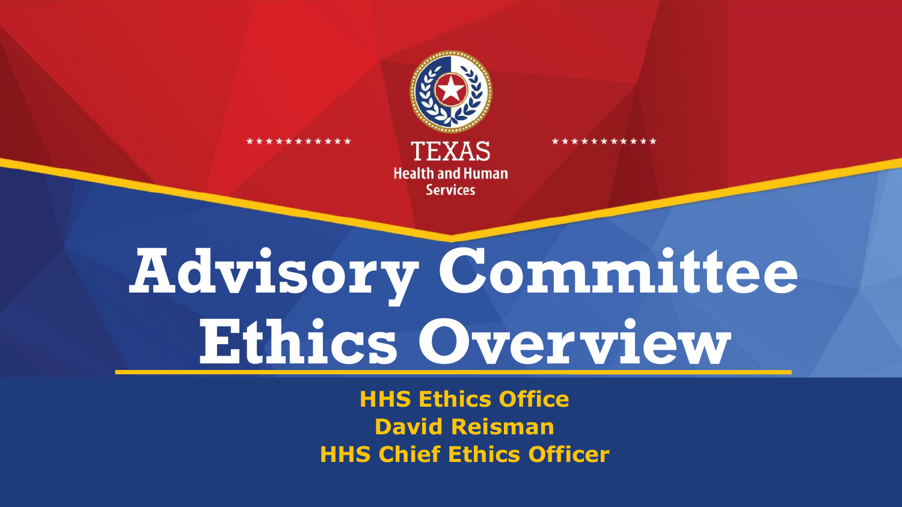TEXAS
Health and Human Services

# Advisory Committee Ethics Overview

**HHS Ethics Office**
**David Reisman**
**HHS Chief Ethics Officer**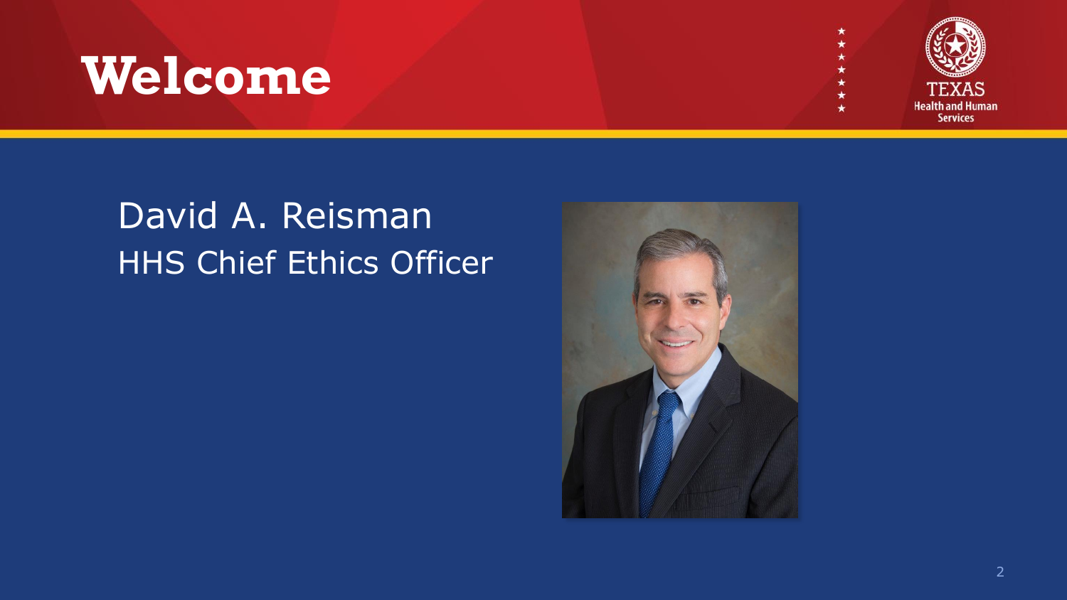# Welcome

David A. Reisman
HHS Chief Ethics Officer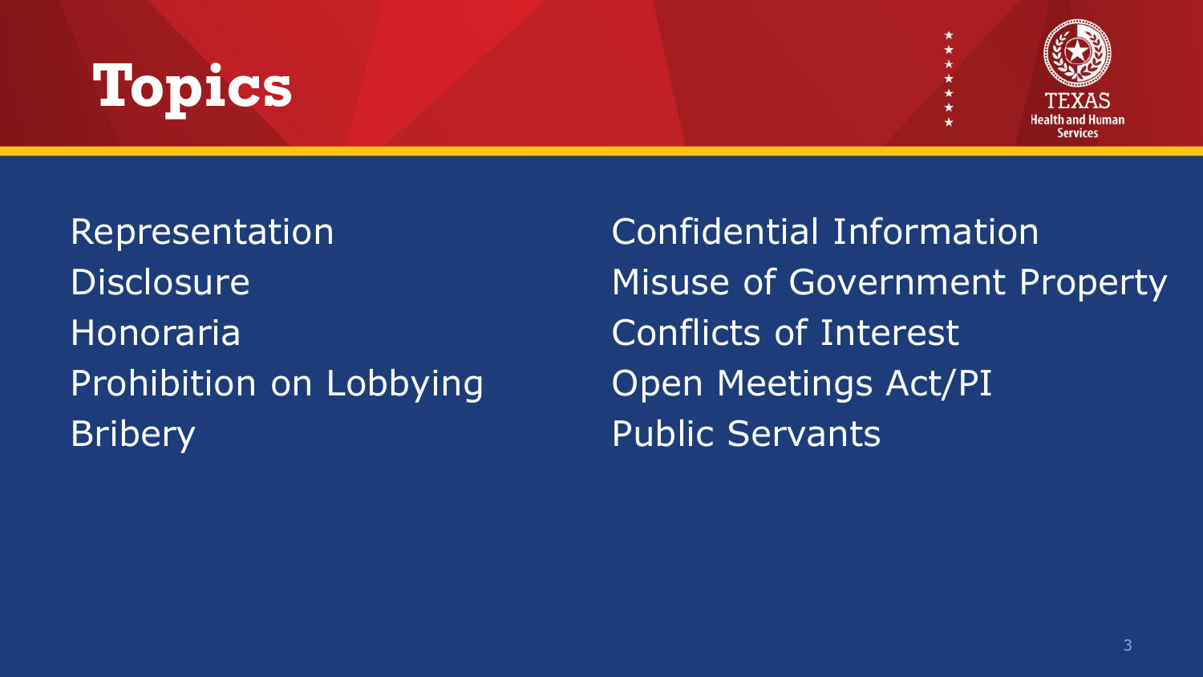# Topics

- Representation
- Disclosure
- Honoraria
- Prohibition on Lobbying
- Bribery
- Confidential Information
- Misuse of Government Property
- Conflicts of Interest
- Open Meetings Act/PI
- Public Servants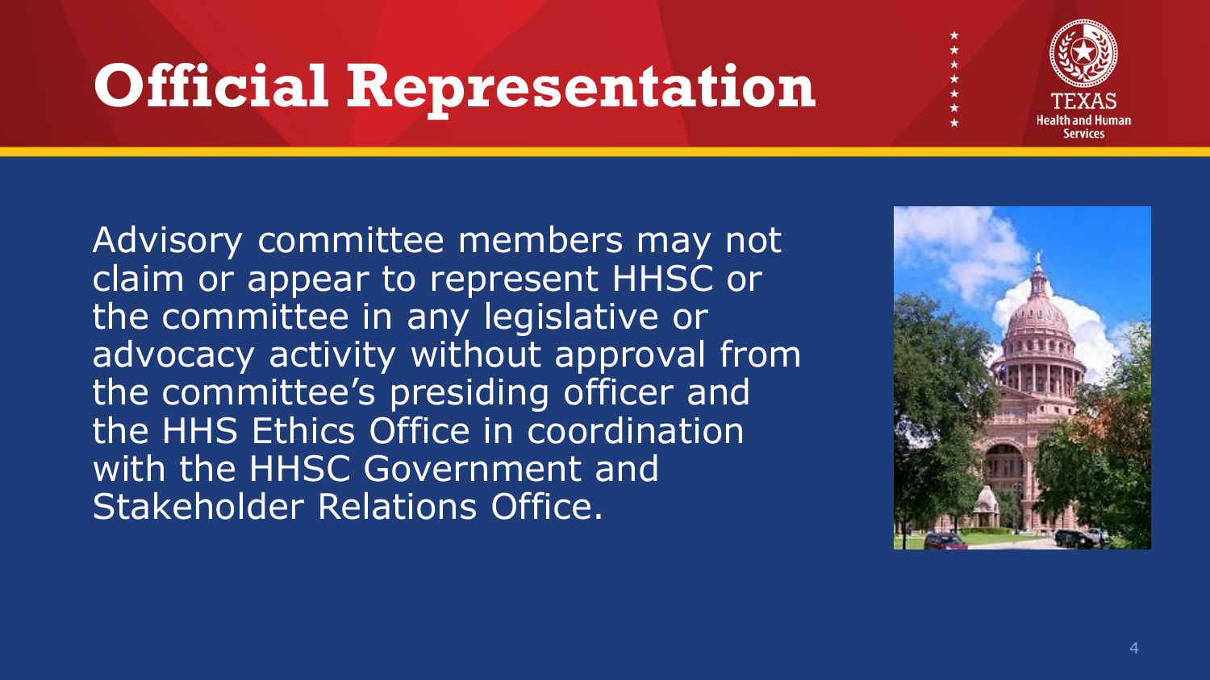# Official Representation

Advisory committee members may not claim or appear to represent HHSC or the committee in any legislative or advocacy activity without approval from the committee's presiding officer and the HHS Ethics Office in coordination with the HHSC Government and Stakeholder Relations Office.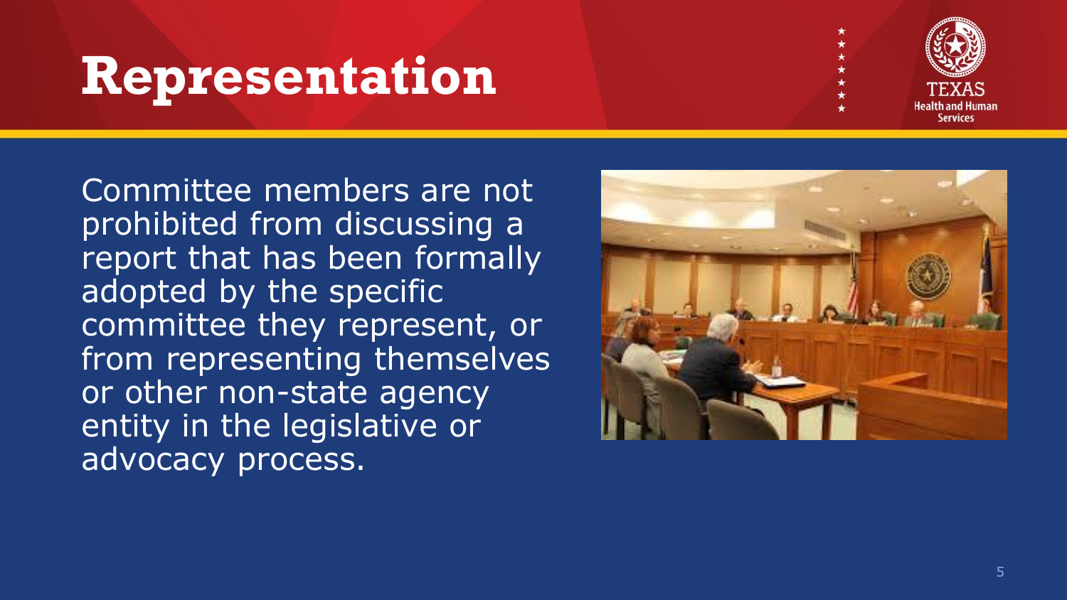# Representation

Committee members are not prohibited from discussing a report that has been formally adopted by the specific committee they represent, or from representing themselves or other non-state agency entity in the legislative or advocacy process.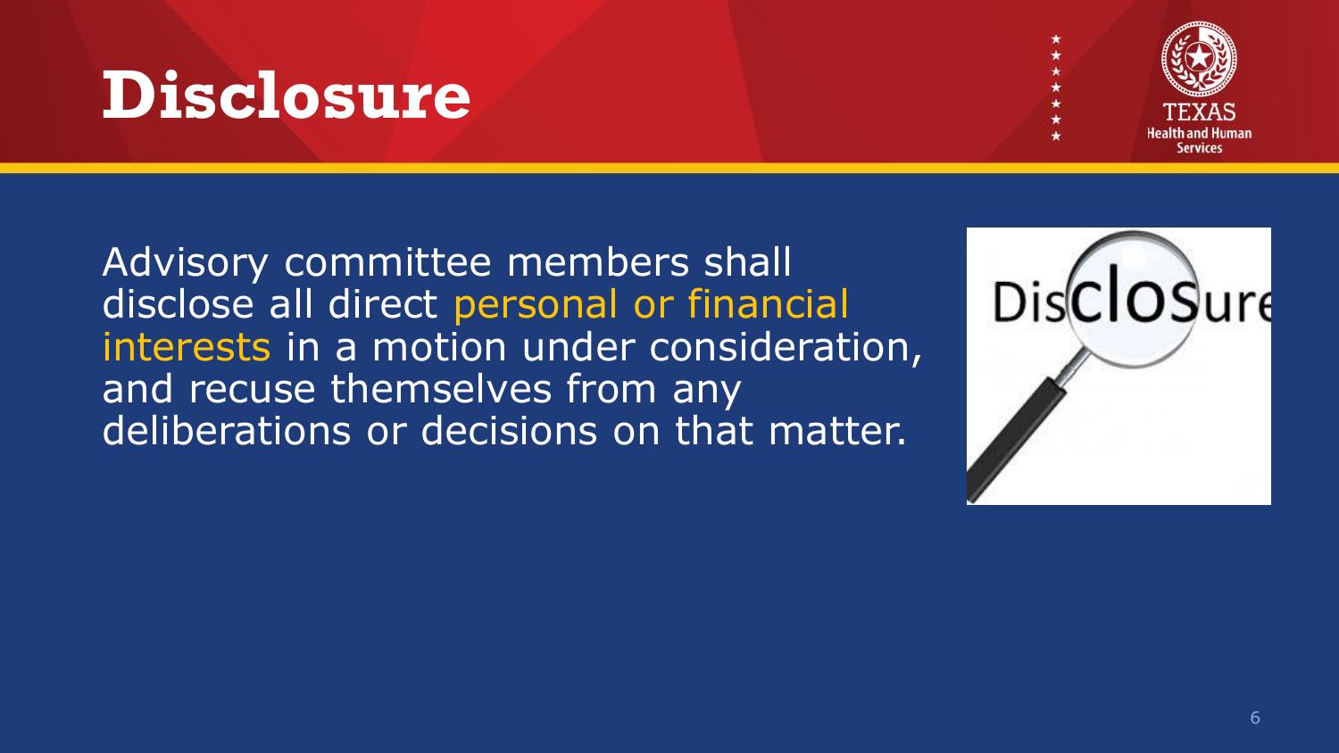# Disclosure

Advisory committee members shall disclose all direct personal or financial interests in a motion under consideration, and recuse themselves from any deliberations or decisions on that matter.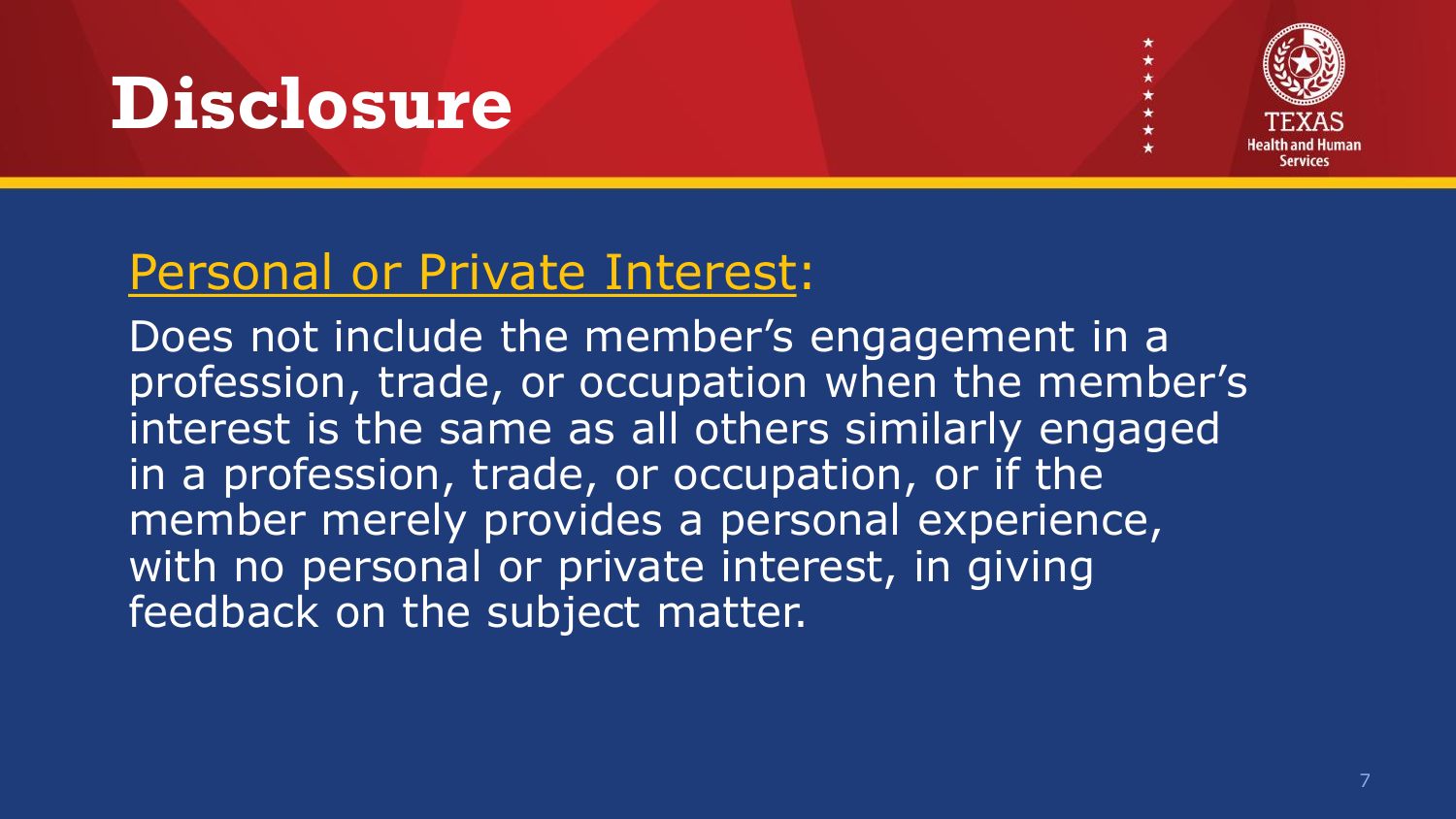# Disclosure

Personal or Private Interest:

Does not include the member's engagement in a profession, trade, or occupation when the member's interest is the same as all others similarly engaged in a profession, trade, or occupation, or if the member merely provides a personal experience, with no personal or private interest, in giving feedback on the subject matter.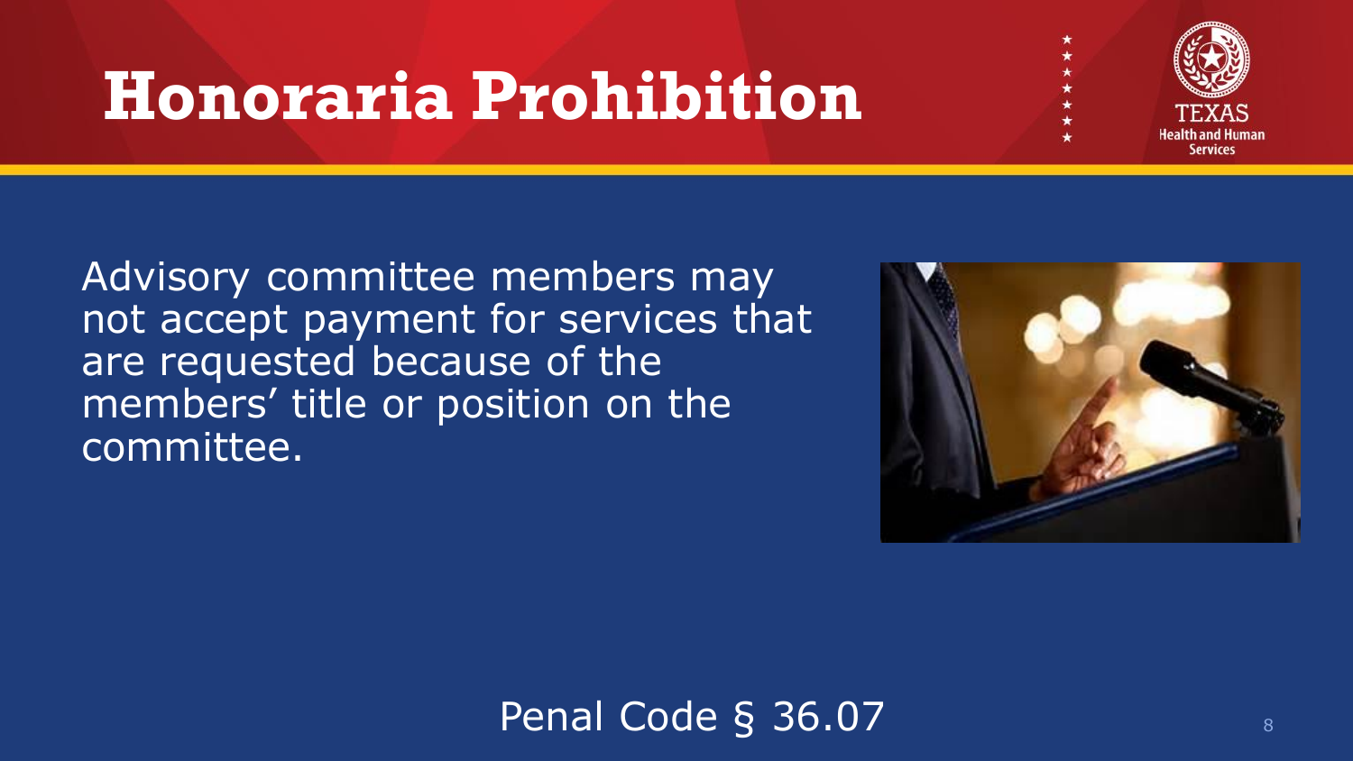# Honoraria Prohibition

Advisory committee members may not accept payment for services that are requested because of the members' title or position on the committee.

Penal Code § 36.07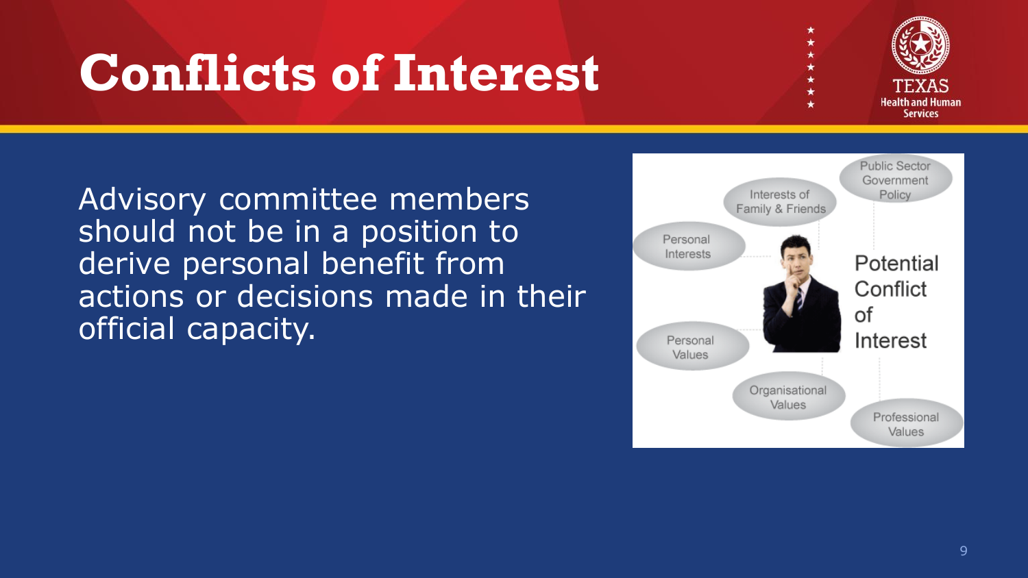# Conflicts of Interest

Advisory committee members should not be in a position to derive personal benefit from actions or decisions made in their official capacity.

Public Sector Government Policy

Interests of Family & Friends

Personal Interests

Potential Conflict of Interest

Personal Values

Organisational Values

Professional Values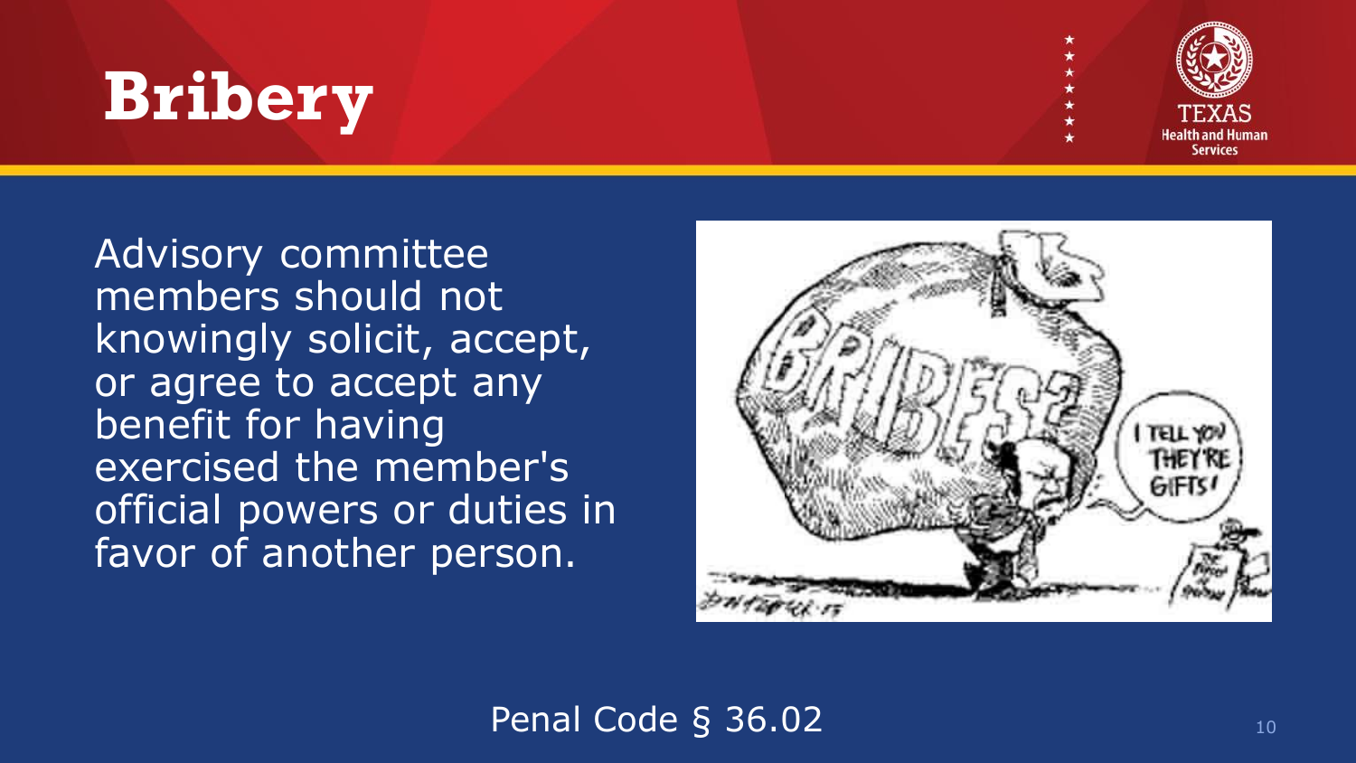# Bribery

Advisory committee members should not knowingly solicit, accept, or agree to accept any benefit for having exercised the member's official powers or duties in favor of another person.

Penal Code § 36.02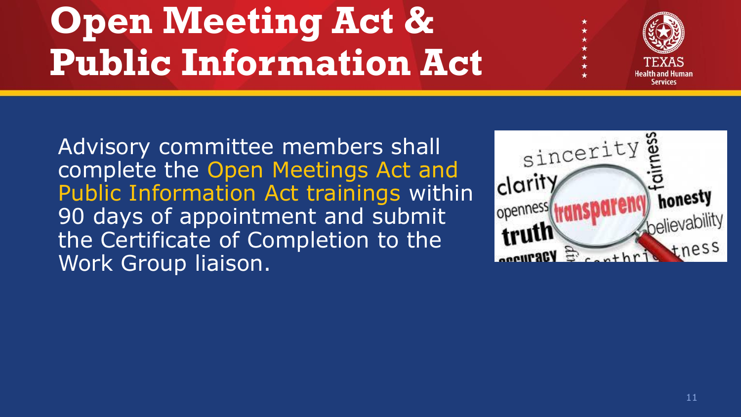# Open Meeting Act & Public Information Act

Advisory committee members shall complete the Open Meetings Act and Public Information Act trainings within 90 days of appointment and submit the Certificate of Completion to the Work Group liaison.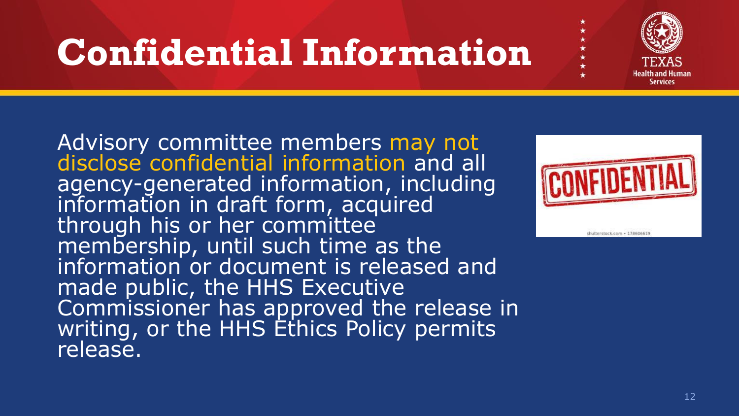# Confidential Information

Advisory committee members may not disclose confidential information and all agency-generated information, including information in draft form, acquired through his or her committee membership, until such time as the information or document is released and made public, the HHS Executive Commissioner has approved the release in writing, or the HHS Ethics Policy permits release.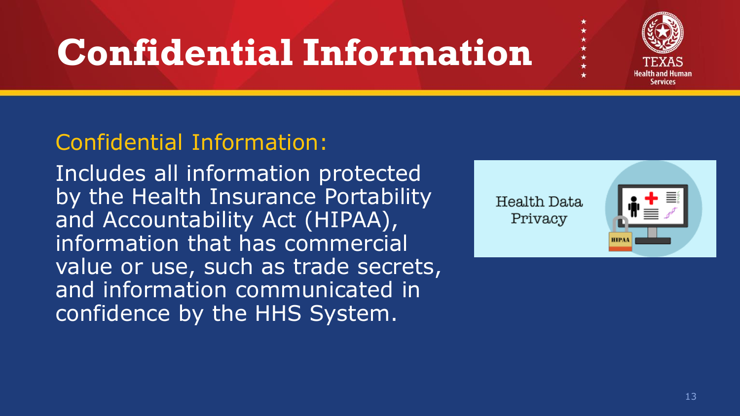# Confidential Information

Confidential Information:

Includes all information protected by the Health Insurance Portability and Accountability Act (HIPAA), information that has commercial value or use, such as trade secrets, and information communicated in confidence by the HHS System.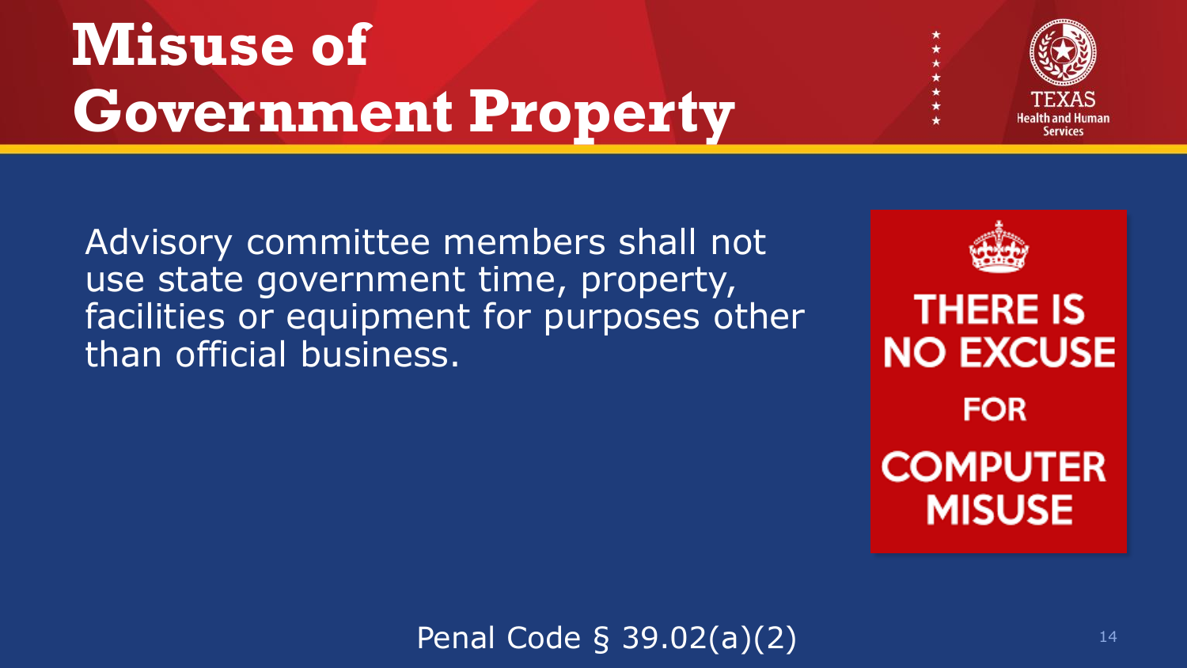# Misuse of Government Property

Advisory committee members shall not use state government time, property, facilities or equipment for purposes other than official business.

THERE IS NO EXCUSE FOR COMPUTER MISUSE

Penal Code § 39.02(a)(2)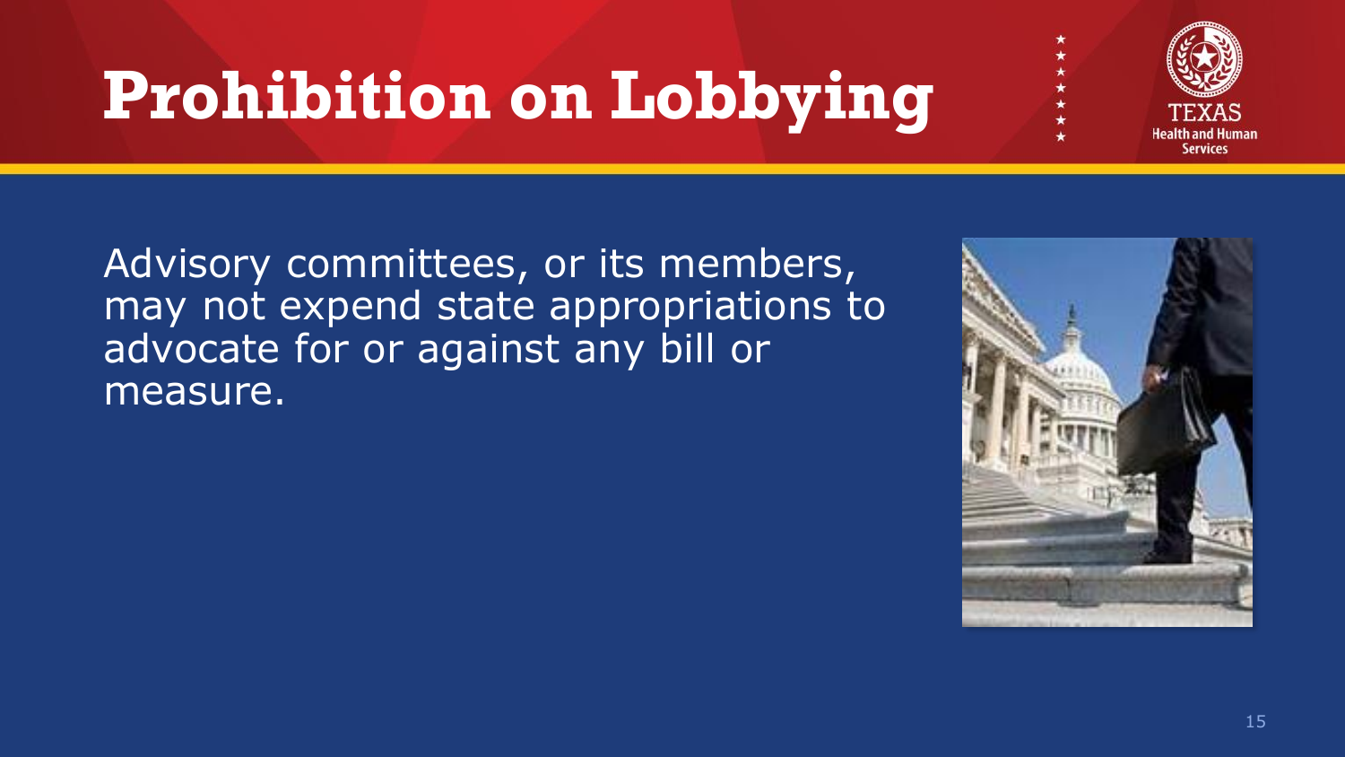# Prohibition on Lobbying

Advisory committees, or its members, may not expend state appropriations to advocate for or against any bill or measure.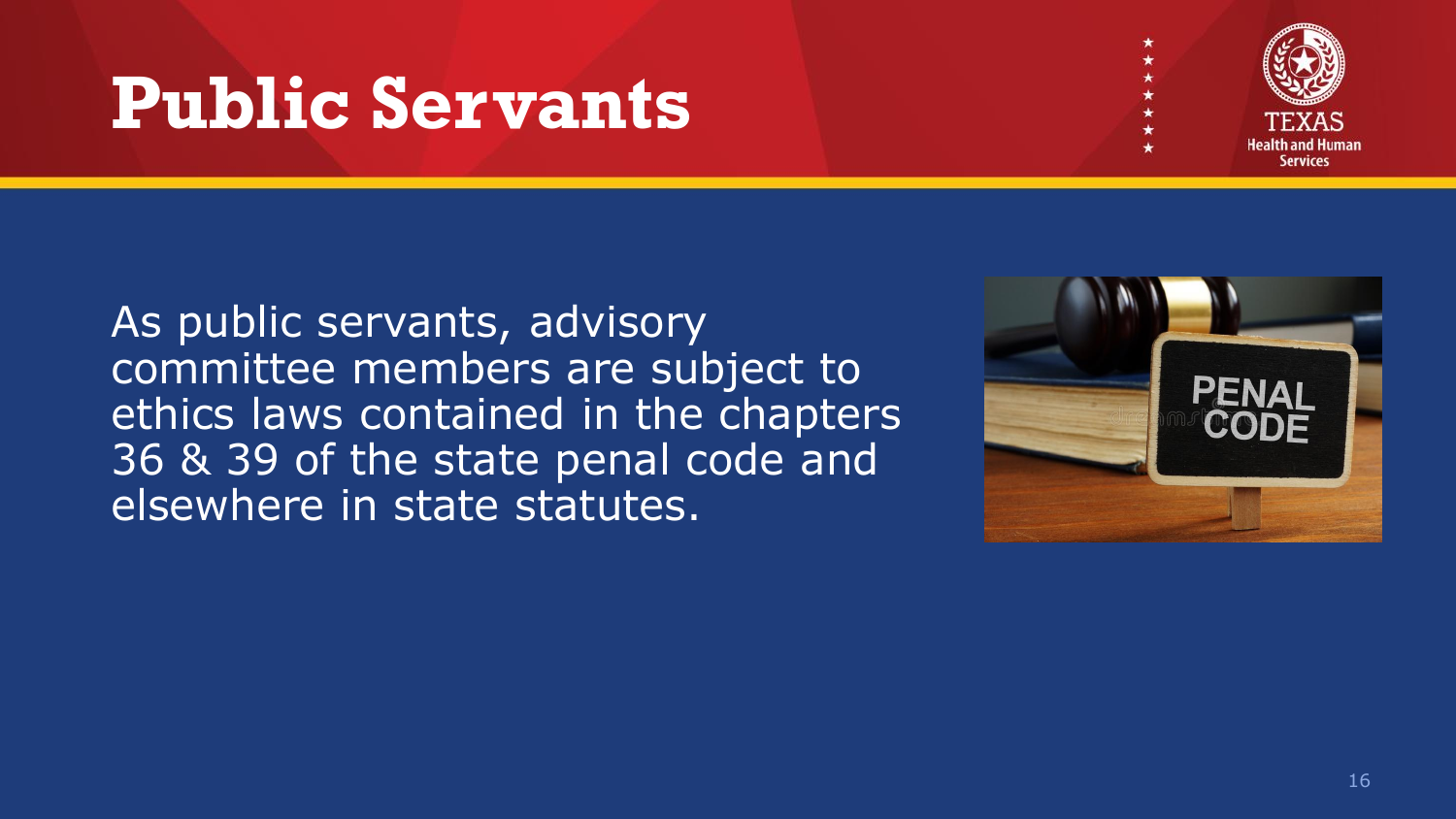# Public Servants

As public servants, advisory committee members are subject to ethics laws contained in the chapters 36 & 39 of the state penal code and elsewhere in state statutes.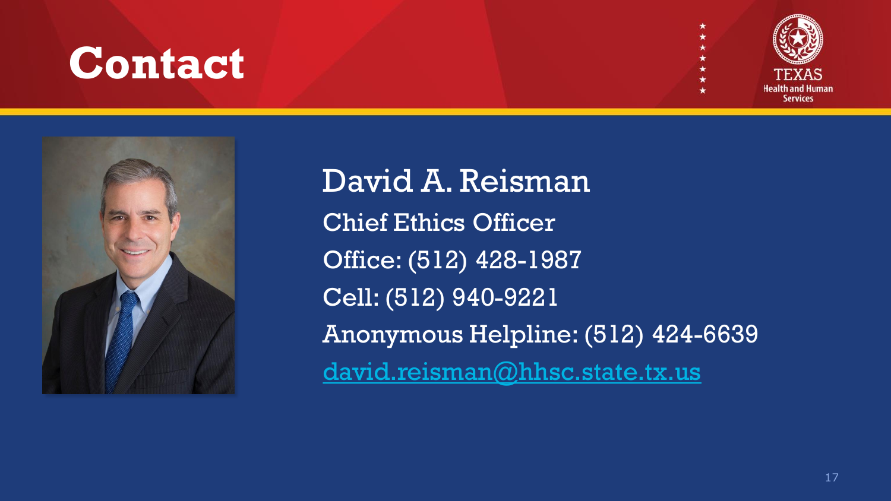# Contact

David A. Reisman

Chief Ethics Officer

Office: (512) 428-1987

Cell: (512) 940-9221

Anonymous Helpline: (512) 424-6639

david.reisman@hhsc.state.tx.us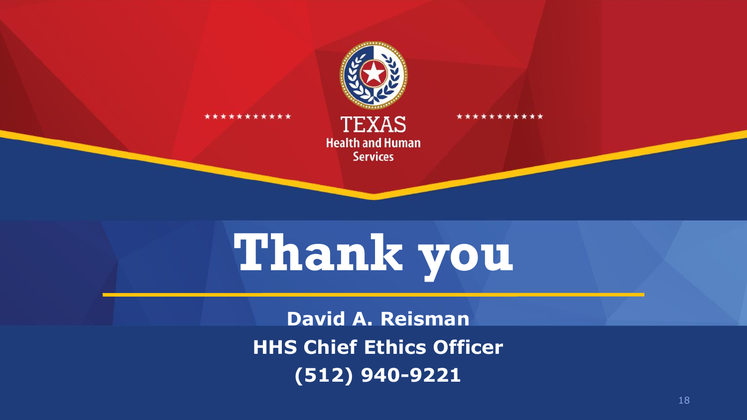TEXAS
Health and Human Services

# Thank you

**David A. Reisman**
**HHS Chief Ethics Officer**
**(512) 940-9221**